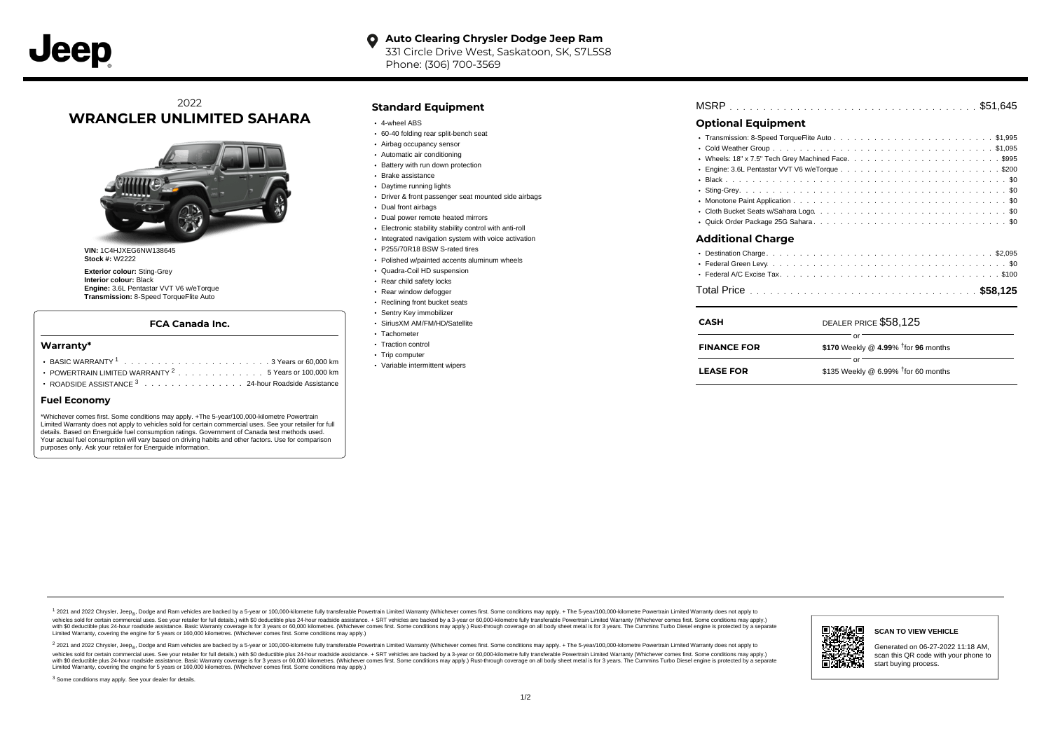**Auto Clearing Chrysler Dodge Jeep Ram**
331 Circle Drive West, Saskatoon, SK, S7L5S8
Phone: (306) 700-3569

2022
# WRANGLER UNLIMITED SAHARA

**VIN:** 1C4HJXEG6NW138645
**Stock #:** W2222

**Exterior colour:** Sting-Grey
**Interior colour:** Black
**Engine:** 3.6L Pentastar VVT V6 w/eTorque
**Transmission:** 8-Speed TorqueFlite Auto

### FCA Canada Inc.

### Warranty*

- BASIC WARRANTY [1] . . . . . . . . . . 3 Years or 60,000 km
- POWERTRAIN LIMITED WARRANTY [2] . . . . . . . . . . 5 Years or 100,000 km
- ROADSIDE ASSISTANCE [3] . . . . . . . . . . 24-hour Roadside Assistance

### Fuel Economy

*Whichever comes first. Some conditions may apply. +The 5-year/100,000-kilometre Powertrain Limited Warranty does not apply to vehicles sold for certain commercial uses. See your retailer for full details. Based on Energuide fuel consumption ratings. Government of Canada test methods used. Your actual fuel consumption will vary based on driving habits and other factors. Use for comparison purposes only. Ask your retailer for Energuide information.

## Standard Equipment

- 4-wheel ABS
- 60-40 folding rear split-bench seat
- Airbag occupancy sensor
- Automatic air conditioning
- Battery with run down protection
- Brake assistance
- Daytime running lights
- Driver & front passenger seat mounted side airbags
- Dual front airbags
- Dual power remote heated mirrors
- Electronic stability stability control with anti-roll
- Integrated navigation system with voice activation
- P255/70R18 BSW S-rated tires
- Polished w/painted accents aluminum wheels
- Quadra-Coil HD suspension
- Rear child safety locks
- Rear window defogger
- Reclining front bucket seats
- Sentry Key immobilizer
- SiriusXM AM/FM/HD/Satellite
- Tachometer
- Traction control
- Trip computer
- Variable intermittent wipers

MSRP . . . . . . . . . . $51,645

## Optional Equipment

- Transmission: 8-Speed TorqueFlite Auto . . . . . . . . . . $1,995
- Cold Weather Group . . . . . . . . . . $1,095
- Wheels: 18" x 7.5" Tech Grey Machined Face. . . . . . . . . . $995
- Engine: 3.6L Pentastar VVT V6 w/eTorque . . . . . . . . . . $200
- Black . . . . . . . . . . $0
- Sting-Grey. . . . . . . . . . $0
- Monotone Paint Application . . . . . . . . . . $0
- Cloth Bucket Seats w/Sahara Logo. . . . . . . . . . $0
- Quick Order Package 25G Sahara . . . . . . . . . . $0

## Additional Charge

- Destination Charge. . . . . . . . . . $2,095
- Federal Green Levy. . . . . . . . . . $0
- Federal A/C Excise Tax. . . . . . . . . . $100

Total Price . . . . . . . . . . **$58,125**

| | |
|---|---|
| **CASH** | DEALER PRICE $58,125 |
| | or |
| **FINANCE FOR** | **$170** Weekly @ **4.99**% †for **96** months |
| | or |
| **LEASE FOR** | $135 Weekly @ 6.99% †for 60 months |

[1] 2021 and 2022 Chrysler, Jeep®, Dodge and Ram vehicles are backed by a 5-year or 100,000-kilometre fully transferable Powertrain Limited Warranty (Whichever comes first. Some conditions may apply. + The 5-year/100,000-kilometre Powertrain Limited Warranty does not apply to vehicles sold for certain commercial uses. See your retailer for full details.) with $0 deductible plus 24-hour roadside assistance. + SRT vehicles are backed by a 3-year or 60,000-kilometre fully transferable Powertrain Limited Warranty (Whichever comes first. Some conditions may apply.) with $0 deductible plus 24-hour roadside assistance. Basic Warranty coverage is for 3 years or 60,000 kilometres. (Whichever comes first. Some conditions may apply.) Rust-through coverage on all body sheet metal is for 3 years. The Cummins Turbo Diesel engine is protected by a separate Limited Warranty, covering the engine for 5 years or 160,000 kilometres. (Whichever comes first. Some conditions may apply.)

[2] 2021 and 2022 Chrysler, Jeep®, Dodge and Ram vehicles are backed by a 5-year or 100,000-kilometre fully transferable Powertrain Limited Warranty (Whichever comes first. Some conditions may apply. + The 5-year/100,000-kilometre Powertrain Limited Warranty does not apply to vehicles sold for certain commercial uses. See your retailer for full details.) with $0 deductible plus 24-hour roadside assistance. + SRT vehicles are backed by a 3-year or 60,000-kilometre fully transferable Powertrain Limited Warranty (Whichever comes first. Some conditions may apply.) with $0 deductible plus 24-hour roadside assistance. Basic Warranty coverage is for 3 years or 60,000 kilometres. (Whichever comes first. Some conditions may apply.) Rust-through coverage on all body sheet metal is for 3 years. The Cummins Turbo Diesel engine is protected by a separate Limited Warranty, covering the engine for 5 years or 160,000 kilometres. (Whichever comes first. Some conditions may apply.)

[3] Some conditions may apply. See your dealer for details.

**SCAN TO VIEW VEHICLE**

Generated on 06-27-2022 11:18 AM, scan this QR code with your phone to start buying process.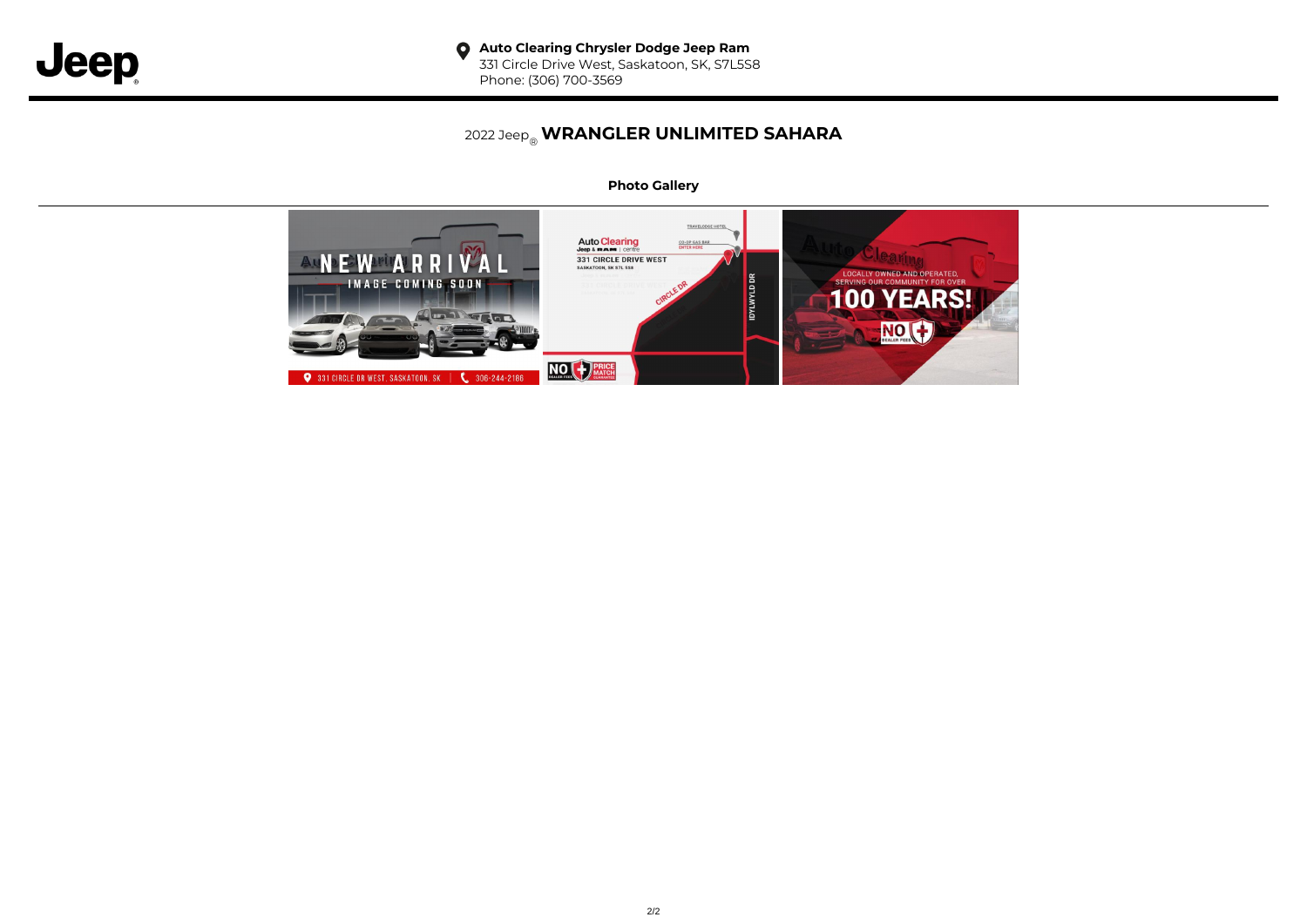**Auto Clearing Chrysler Dodge Jeep Ram**
331 Circle Drive West, Saskatoon, SK, S7L5S8
Phone: (306) 700-3569

## 2022 Jeep® **WRANGLER UNLIMITED SAHARA**

**Photo Gallery**